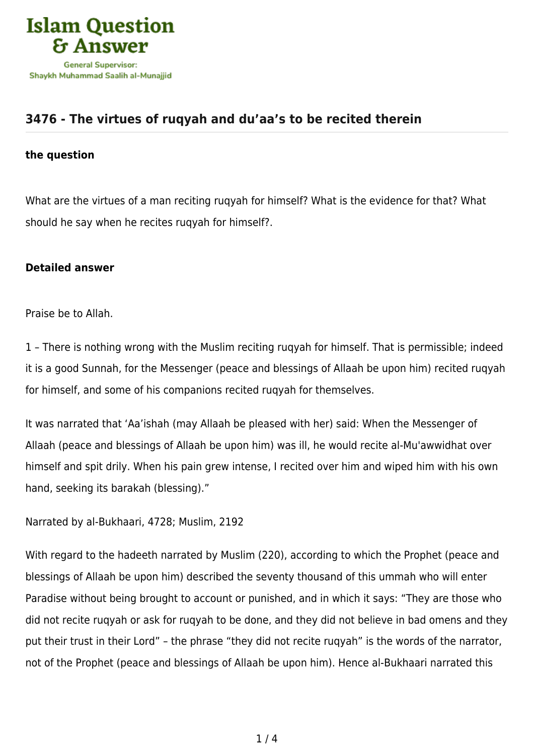Islam Question & Answer

General Supervisor:
Shaykh Muhammad Saalih al-Munajjid

## 3476 - The virtues of ruqyah and du'aa's to be recited therein

### the question

What are the virtues of a man reciting ruqyah for himself? What is the evidence for that? What should he say when he recites ruqyah for himself?.

### Detailed answer

Praise be to Allah.

1 – There is nothing wrong with the Muslim reciting ruqyah for himself. That is permissible; indeed it is a good Sunnah, for the Messenger (peace and blessings of Allaah be upon him) recited ruqyah for himself, and some of his companions recited ruqyah for themselves.

It was narrated that 'Aa'ishah (may Allaah be pleased with her) said: When the Messenger of Allaah (peace and blessings of Allaah be upon him) was ill, he would recite al-Mu'awwidhat over himself and spit drily. When his pain grew intense, I recited over him and wiped him with his own hand, seeking its barakah (blessing)."

Narrated by al-Bukhaari, 4728; Muslim, 2192

With regard to the hadeeth narrated by Muslim (220), according to which the Prophet (peace and blessings of Allaah be upon him) described the seventy thousand of this ummah who will enter Paradise without being brought to account or punished, and in which it says: "They are those who did not recite ruqyah or ask for ruqyah to be done, and they did not believe in bad omens and they put their trust in their Lord" – the phrase "they did not recite ruqyah" is the words of the narrator, not of the Prophet (peace and blessings of Allaah be upon him). Hence al-Bukhaari narrated this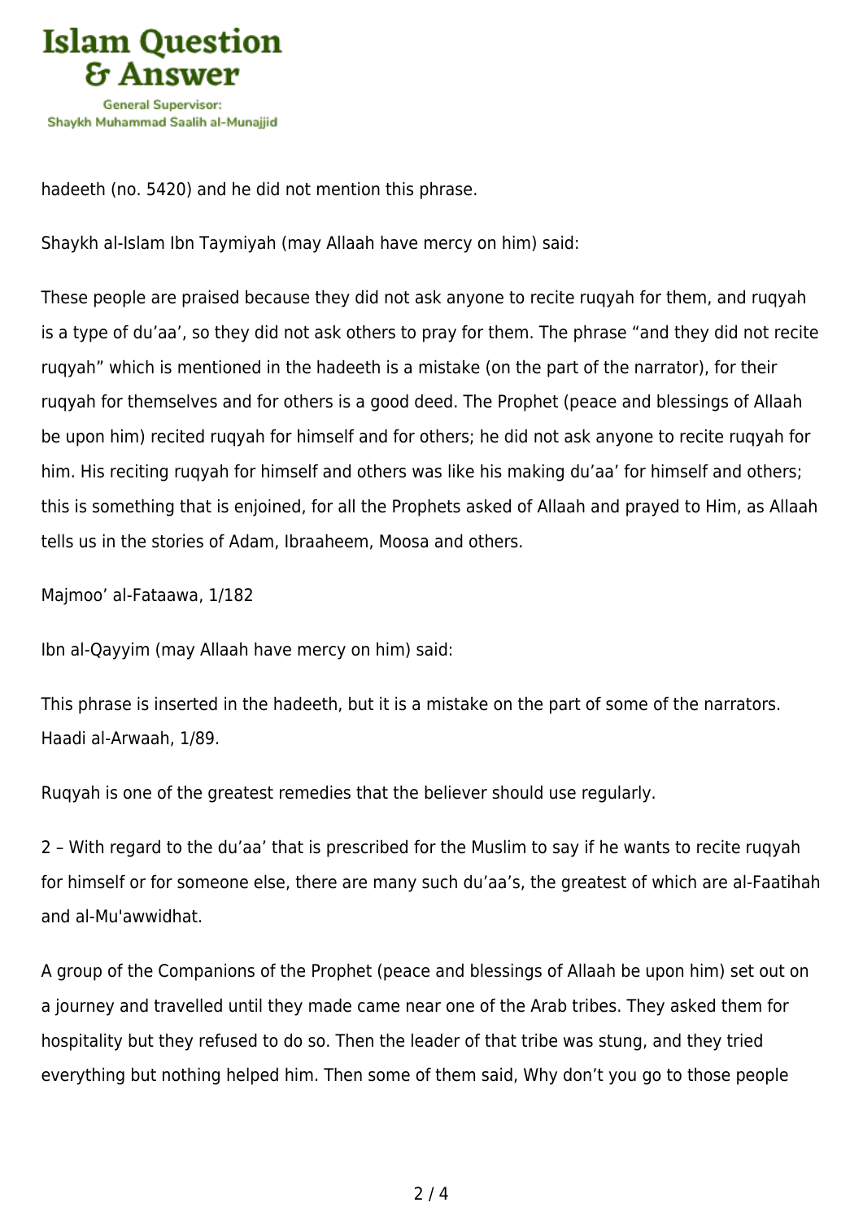hadeeth (no. 5420) and he did not mention this phrase.

Shaykh al-Islam Ibn Taymiyah (may Allaah have mercy on him) said:

These people are praised because they did not ask anyone to recite ruqyah for them, and ruqyah is a type of du'aa', so they did not ask others to pray for them. The phrase "and they did not recite ruqyah" which is mentioned in the hadeeth is a mistake (on the part of the narrator), for their ruqyah for themselves and for others is a good deed. The Prophet (peace and blessings of Allaah be upon him) recited ruqyah for himself and for others; he did not ask anyone to recite ruqyah for him. His reciting ruqyah for himself and others was like his making du'aa' for himself and others; this is something that is enjoined, for all the Prophets asked of Allaah and prayed to Him, as Allaah tells us in the stories of Adam, Ibraaheem, Moosa and others.

Majmoo' al-Fataawa, 1/182

Ibn al-Qayyim (may Allaah have mercy on him) said:

This phrase is inserted in the hadeeth, but it is a mistake on the part of some of the narrators. Haadi al-Arwaah, 1/89.

Ruqyah is one of the greatest remedies that the believer should use regularly.

2 – With regard to the du'aa' that is prescribed for the Muslim to say if he wants to recite ruqyah for himself or for someone else, there are many such du'aa's, the greatest of which are al-Faatihah and al-Mu'awwidhat.

A group of the Companions of the Prophet (peace and blessings of Allaah be upon him) set out on a journey and travelled until they made came near one of the Arab tribes. They asked them for hospitality but they refused to do so. Then the leader of that tribe was stung, and they tried everything but nothing helped him. Then some of them said, Why don't you go to those people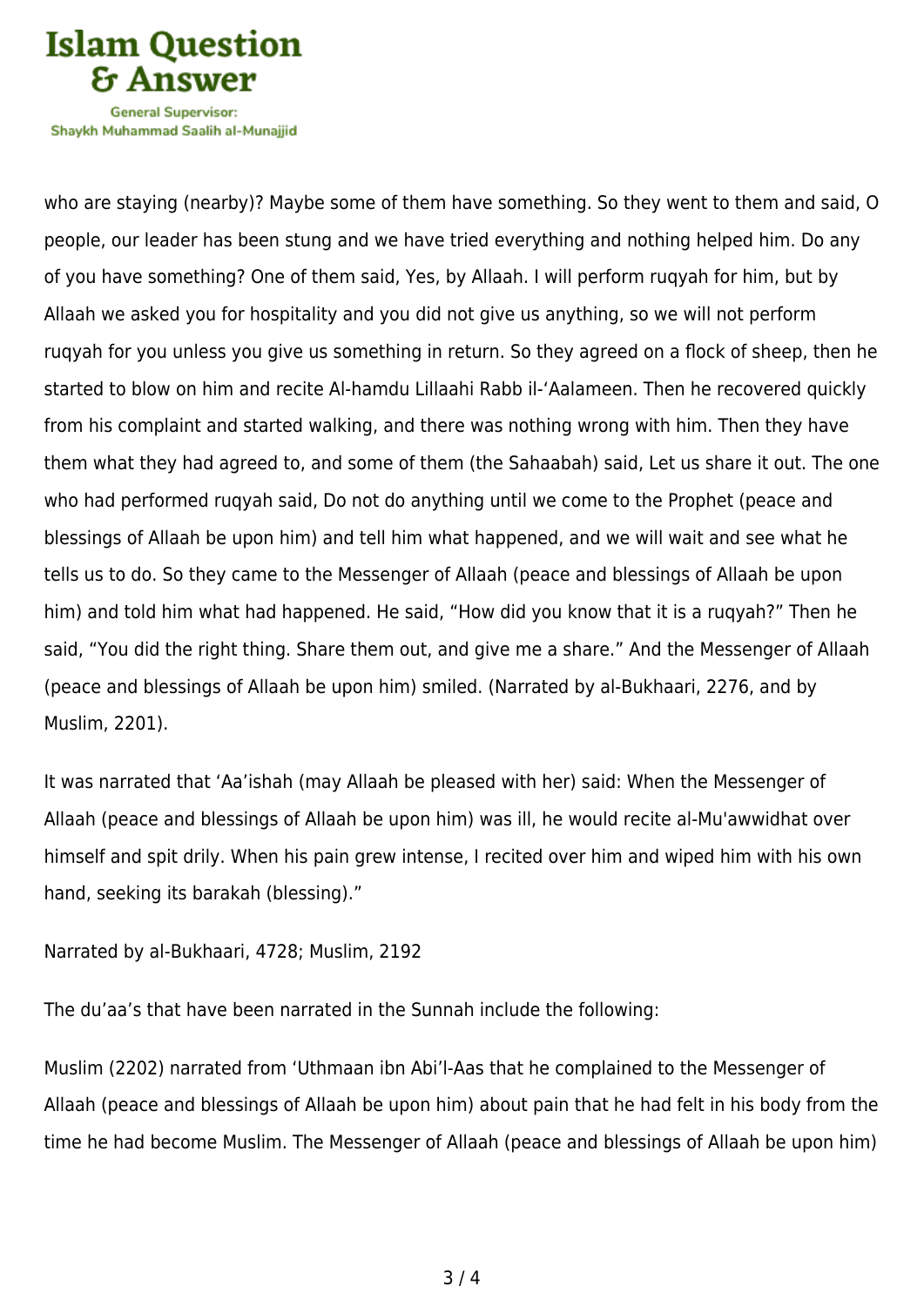who are staying (nearby)? Maybe some of them have something. So they went to them and said, O people, our leader has been stung and we have tried everything and nothing helped him. Do any of you have something? One of them said, Yes, by Allaah. I will perform ruqyah for him, but by Allaah we asked you for hospitality and you did not give us anything, so we will not perform ruqyah for you unless you give us something in return. So they agreed on a flock of sheep, then he started to blow on him and recite Al-hamdu Lillaahi Rabb il-'Aalameen. Then he recovered quickly from his complaint and started walking, and there was nothing wrong with him. Then they have them what they had agreed to, and some of them (the Sahaabah) said, Let us share it out. The one who had performed ruqyah said, Do not do anything until we come to the Prophet (peace and blessings of Allaah be upon him) and tell him what happened, and we will wait and see what he tells us to do. So they came to the Messenger of Allaah (peace and blessings of Allaah be upon him) and told him what had happened. He said, "How did you know that it is a ruqyah?" Then he said, "You did the right thing. Share them out, and give me a share." And the Messenger of Allaah (peace and blessings of Allaah be upon him) smiled. (Narrated by al-Bukhaari, 2276, and by Muslim, 2201).

It was narrated that 'Aa'ishah (may Allaah be pleased with her) said: When the Messenger of Allaah (peace and blessings of Allaah be upon him) was ill, he would recite al-Mu'awwidhat over himself and spit drily. When his pain grew intense, I recited over him and wiped him with his own hand, seeking its barakah (blessing)."

Narrated by al-Bukhaari, 4728; Muslim, 2192

The du'aa's that have been narrated in the Sunnah include the following:

Muslim (2202) narrated from 'Uthmaan ibn Abi'l-Aas that he complained to the Messenger of Allaah (peace and blessings of Allaah be upon him) about pain that he had felt in his body from the time he had become Muslim. The Messenger of Allaah (peace and blessings of Allaah be upon him)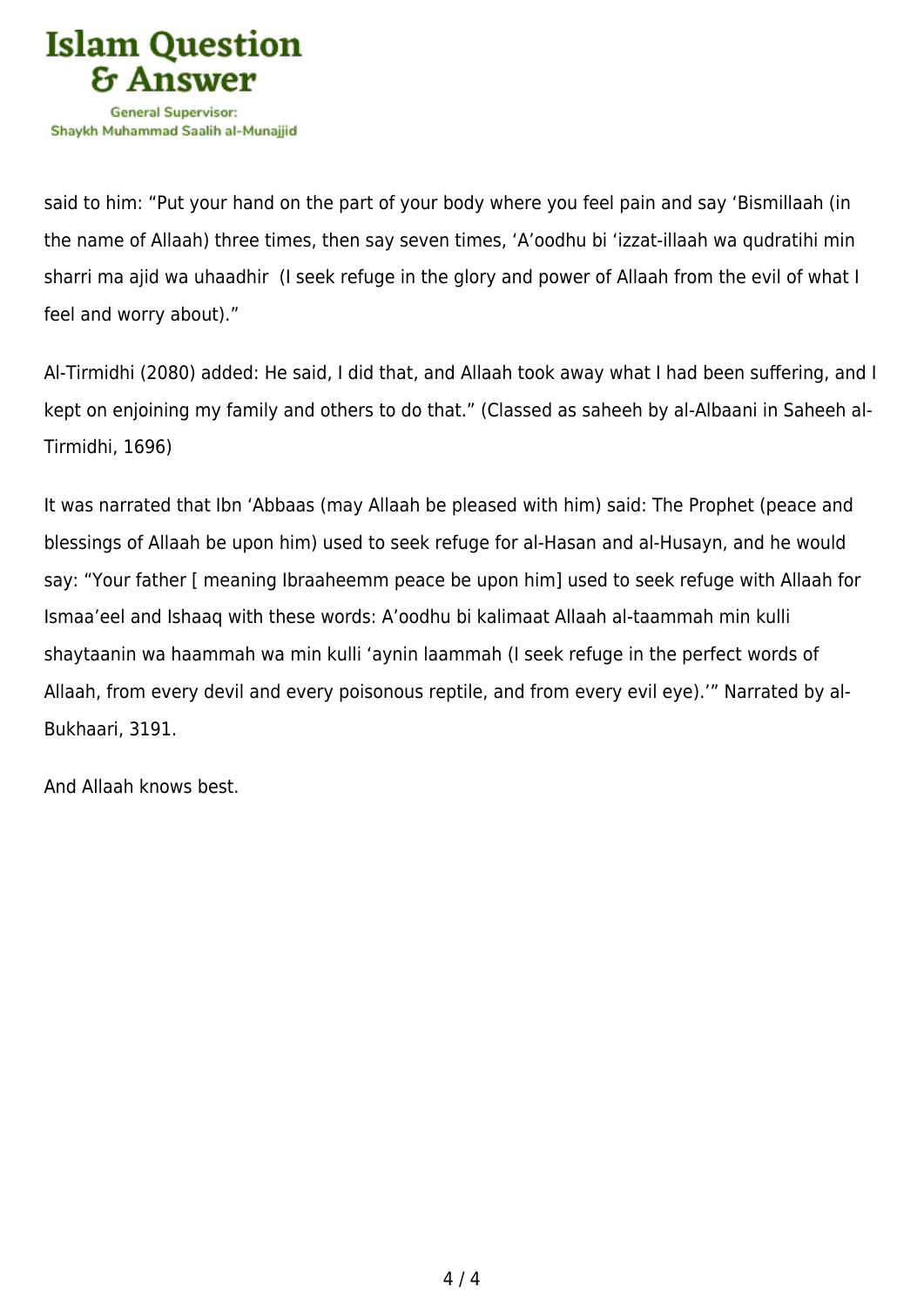said to him: “Put your hand on the part of your body where you feel pain and say ‘Bismillaah (in the name of Allaah) three times, then say seven times, ‘A’oodhu bi ‘izzat-illaah wa qudratihi min sharri ma ajid wa uhaadhir  (I seek refuge in the glory and power of Allaah from the evil of what I feel and worry about).”

Al-Tirmidhi (2080) added: He said, I did that, and Allaah took away what I had been suffering, and I kept on enjoining my family and others to do that.” (Classed as saheeh by al-Albaani in Saheeh al-Tirmidhi, 1696)

It was narrated that Ibn ‘Abbaas (may Allaah be pleased with him) said: The Prophet (peace and blessings of Allaah be upon him) used to seek refuge for al-Hasan and al-Husayn, and he would say: “Your father [ meaning Ibraaheemm peace be upon him] used to seek refuge with Allaah for Ismaa’eel and Ishaaq with these words: A’oodhu bi kalimaat Allaah al-taammah min kulli shaytaanin wa haammah wa min kulli ‘aynin laammah (I seek refuge in the perfect words of Allaah, from every devil and every poisonous reptile, and from every evil eye).’” Narrated by al-Bukhaari, 3191.

And Allaah knows best.